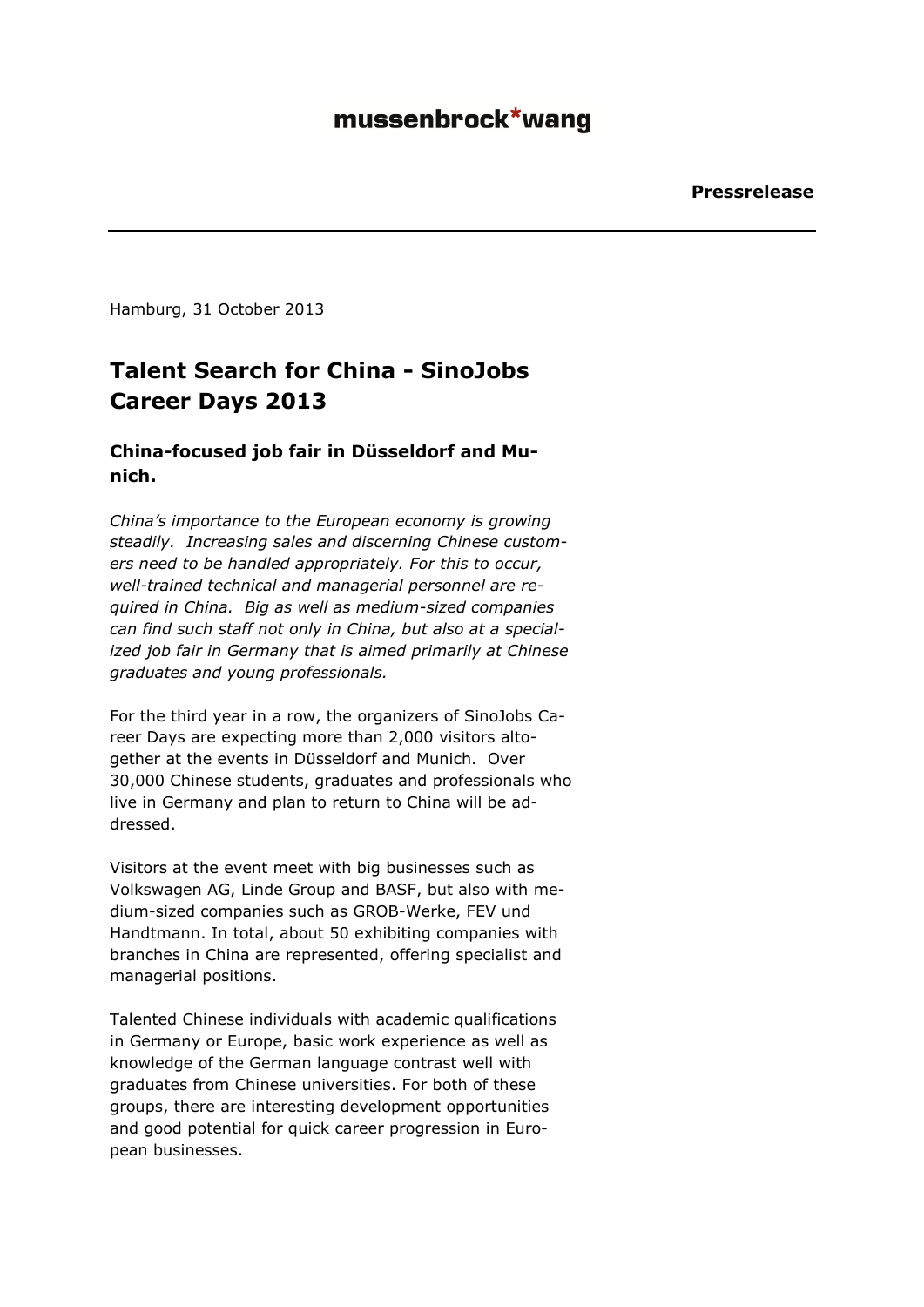mussenbrock*wang

**Pressrelease**

---

Hamburg, 31 October 2013

# Talent Search for China - SinoJobs Career Days 2013

### China-focused job fair in Düsseldorf and Munich.

*China's importance to the European economy is growing steadily. Increasing sales and discerning Chinese customers need to be handled appropriately. For this to occur, well-trained technical and managerial personnel are required in China. Big as well as medium-sized companies can find such staff not only in China, but also at a specialized job fair in Germany that is aimed primarily at Chinese graduates and young professionals.*

For the third year in a row, the organizers of SinoJobs Career Days are expecting more than 2,000 visitors altogether at the events in Düsseldorf and Munich. Over 30,000 Chinese students, graduates and professionals who live in Germany and plan to return to China will be addressed.

Visitors at the event meet with big businesses such as Volkswagen AG, Linde Group and BASF, but also with medium-sized companies such as GROB-Werke, FEV und Handtmann. In total, about 50 exhibiting companies with branches in China are represented, offering specialist and managerial positions.

Talented Chinese individuals with academic qualifications in Germany or Europe, basic work experience as well as knowledge of the German language contrast well with graduates from Chinese universities. For both of these groups, there are interesting development opportunities and good potential for quick career progression in European businesses.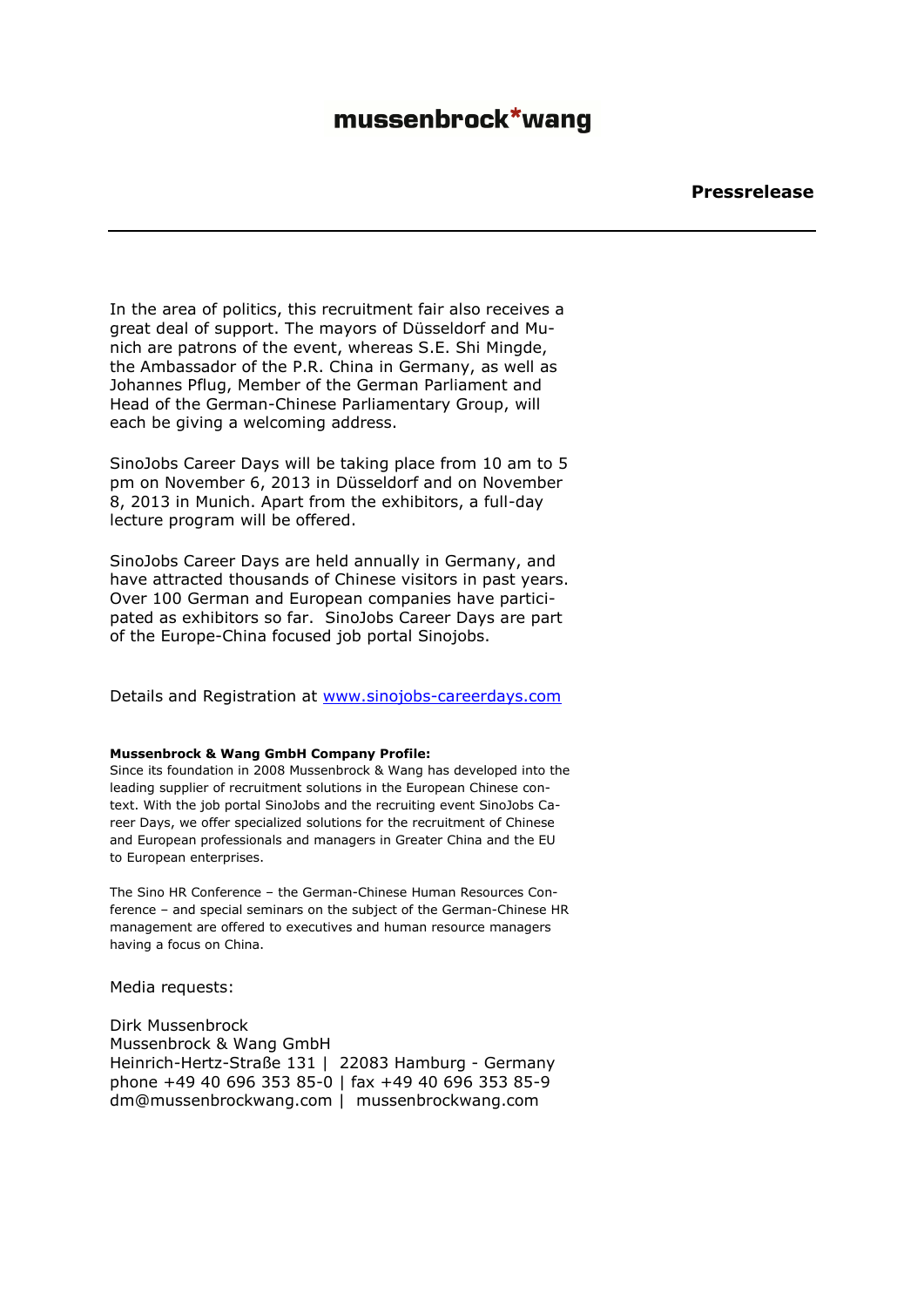mussenbrock*wang

**Pressrelease**

---

In the area of politics, this recruitment fair also receives a great deal of support. The mayors of Düsseldorf and Munich are patrons of the event, whereas S.E. Shi Mingde, the Ambassador of the P.R. China in Germany, as well as Johannes Pflug, Member of the German Parliament and Head of the German-Chinese Parliamentary Group, will each be giving a welcoming address.

SinoJobs Career Days will be taking place from 10 am to 5 pm on November 6, 2013 in Düsseldorf and on November 8, 2013 in Munich. Apart from the exhibitors, a full-day lecture program will be offered.

SinoJobs Career Days are held annually in Germany, and have attracted thousands of Chinese visitors in past years. Over 100 German and European companies have participated as exhibitors so far. SinoJobs Career Days are part of the Europe-China focused job portal Sinojobs.

Details and Registration at [www.sinojobs-careerdays.com](http://www.sinojobs-careerdays.com)

**Mussenbrock & Wang GmbH Company Profile:**
Since its foundation in 2008 Mussenbrock & Wang has developed into the leading supplier of recruitment solutions in the European Chinese context. With the job portal SinoJobs and the recruiting event SinoJobs Career Days, we offer specialized solutions for the recruitment of Chinese and European professionals and managers in Greater China and the EU to European enterprises.

The Sino HR Conference – the German-Chinese Human Resources Conference – and special seminars on the subject of the German-Chinese HR management are offered to executives and human resource managers having a focus on China.

Media requests:

Dirk Mussenbrock
Mussenbrock & Wang GmbH
Heinrich-Hertz-Straße 131 | 22083 Hamburg - Germany
phone +49 40 696 353 85-0 | fax +49 40 696 353 85-9
dm@mussenbrockwang.com | mussenbrockwang.com